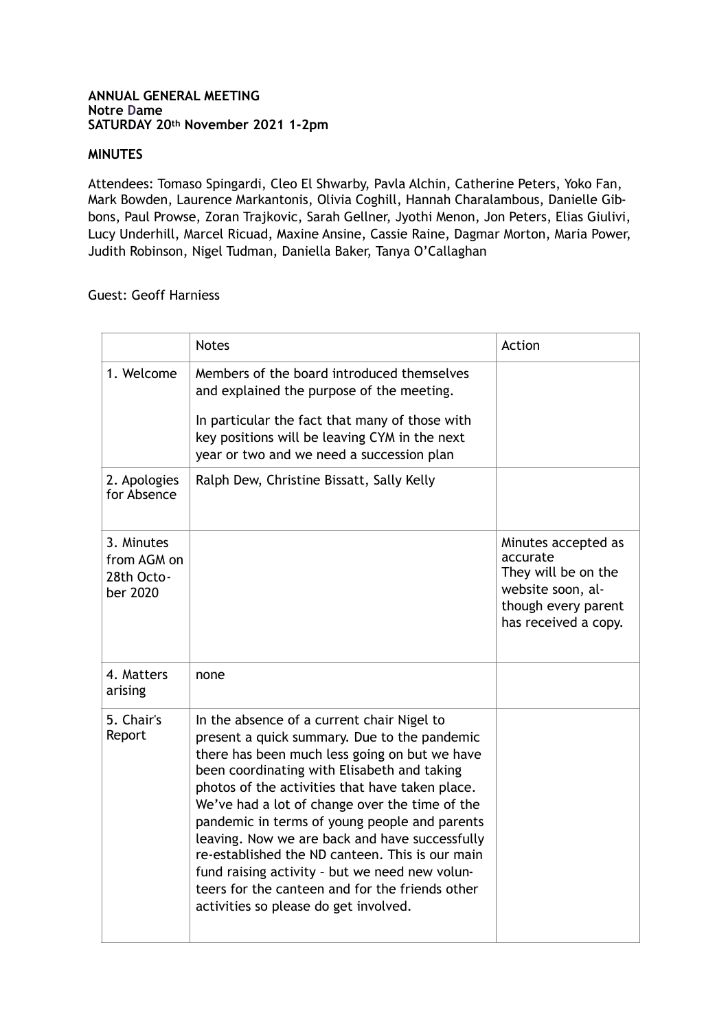**ANNUAL GENERAL MEETING**
**Notre Dame**
**SATURDAY 20th November 2021 1-2pm**

**MINUTES**

Attendees: Tomaso Spingardi, Cleo El Shwarby, Pavla Alchin, Catherine Peters, Yoko Fan, Mark Bowden, Laurence Markantonis, Olivia Coghill, Hannah Charalambous, Danielle Gibbons, Paul Prowse, Zoran Trajkovic, Sarah Gellner, Jyothi Menon, Jon Peters, Elias Giulivi, Lucy Underhill, Marcel Ricuad, Maxine Ansine, Cassie Raine, Dagmar Morton, Maria Power, Judith Robinson, Nigel Tudman, Daniella Baker, Tanya O'Callaghan

Guest: Geoff Harniess

| | Notes | Action |
|---|---|---|
| 1. Welcome | Members of the board introduced themselves and explained the purpose of the meeting.<br><br>In particular the fact that many of those with key positions will be leaving CYM in the next year or two and we need a succession plan | |
| 2. Apologies for Absence | Ralph Dew, Christine Bissatt, Sally Kelly | |
| 3. Minutes from AGM on 28th October 2020 | | Minutes accepted as accurate<br>They will be on the website soon, although every parent has received a copy. |
| 4. Matters arising | none | |
| 5. Chair's Report | In the absence of a current chair Nigel to present a quick summary. Due to the pandemic there has been much less going on but we have been coordinating with Elisabeth and taking photos of the activities that have taken place. We've had a lot of change over the time of the pandemic in terms of young people and parents leaving. Now we are back and have successfully re-established the ND canteen. This is our main fund raising activity – but we need new volunteers for the canteen and for the friends other activities so please do get involved. | |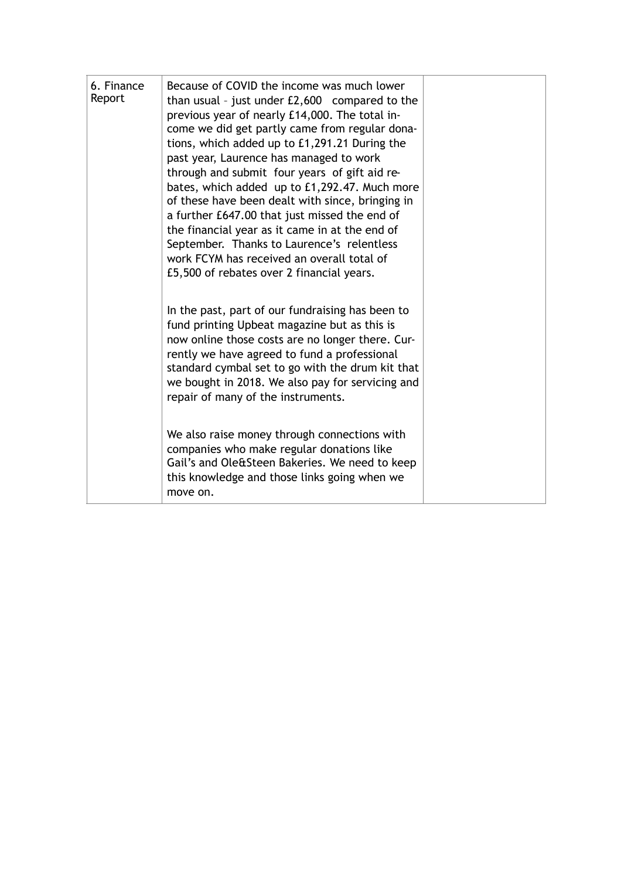| 6. Finance Report | Because of COVID the income was much lower than usual – just under £2,600 compared to the previous year of nearly £14,000. The total income we did get partly came from regular donations, which added up to £1,291.21 During the past year, Laurence has managed to work through and submit four years of gift aid rebates, which added up to £1,292.47. Much more of these have been dealt with since, bringing in a further £647.00 that just missed the end of the financial year as it came in at the end of September. Thanks to Laurence's relentless work FCYM has received an overall total of £5,500 of rebates over 2 financial years.<br><br>In the past, part of our fundraising has been to fund printing Upbeat magazine but as this is now online those costs are no longer there. Currently we have agreed to fund a professional standard cymbal set to go with the drum kit that we bought in 2018. We also pay for servicing and repair of many of the instruments.<br><br>We also raise money through connections with companies who make regular donations like Gail's and Ole&Steen Bakeries. We need to keep this knowledge and those links going when we move on. | |
|---|---|---|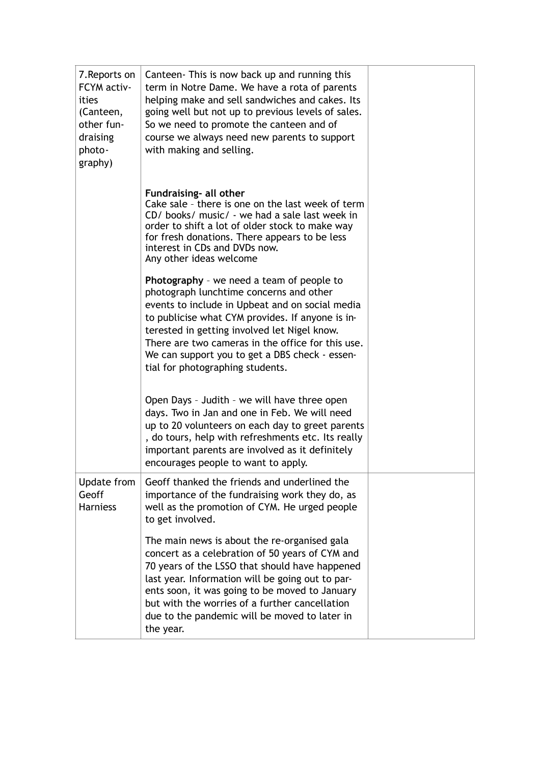| | | |
|---|---|---|
| 7.Reports on FCYM activities (Canteen, other fundraising photography) | Canteen- This is now back up and running this term in Notre Dame. We have a rota of parents helping make and sell sandwiches and cakes. Its going well but not up to previous levels of sales. So we need to promote the canteen and of course we always need new parents to support with making and selling. | |
| | **Fundraising- all other**<br>Cake sale – there is one on the last week of term<br>CD/ books/ music/ - we had a sale last week in order to shift a lot of older stock to make way for fresh donations. There appears to be less interest in CDs and DVDs now.<br>Any other ideas welcome<br><br>**Photography** – we need a team of people to photograph lunchtime concerns and other events to include in Upbeat and on social media to publicise what CYM provides. If anyone is interested in getting involved let Nigel know. There are two cameras in the office for this use. We can support you to get a DBS check - essential for photographing students.<br><br>Open Days – Judith – we will have three open days. Two in Jan and one in Feb. We will need up to 20 volunteers on each day to greet parents , do tours, help with refreshments etc. Its really important parents are involved as it definitely encourages people to want to apply. | |
| Update from Geoff Harniess | Geoff thanked the friends and underlined the importance of the fundraising work they do, as well as the promotion of CYM. He urged people to get involved.<br><br>The main news is about the re-organised gala concert as a celebration of 50 years of CYM and 70 years of the LSSO that should have happened last year. Information will be going out to parents soon, it was going to be moved to January but with the worries of a further cancellation due to the pandemic will be moved to later in the year. | |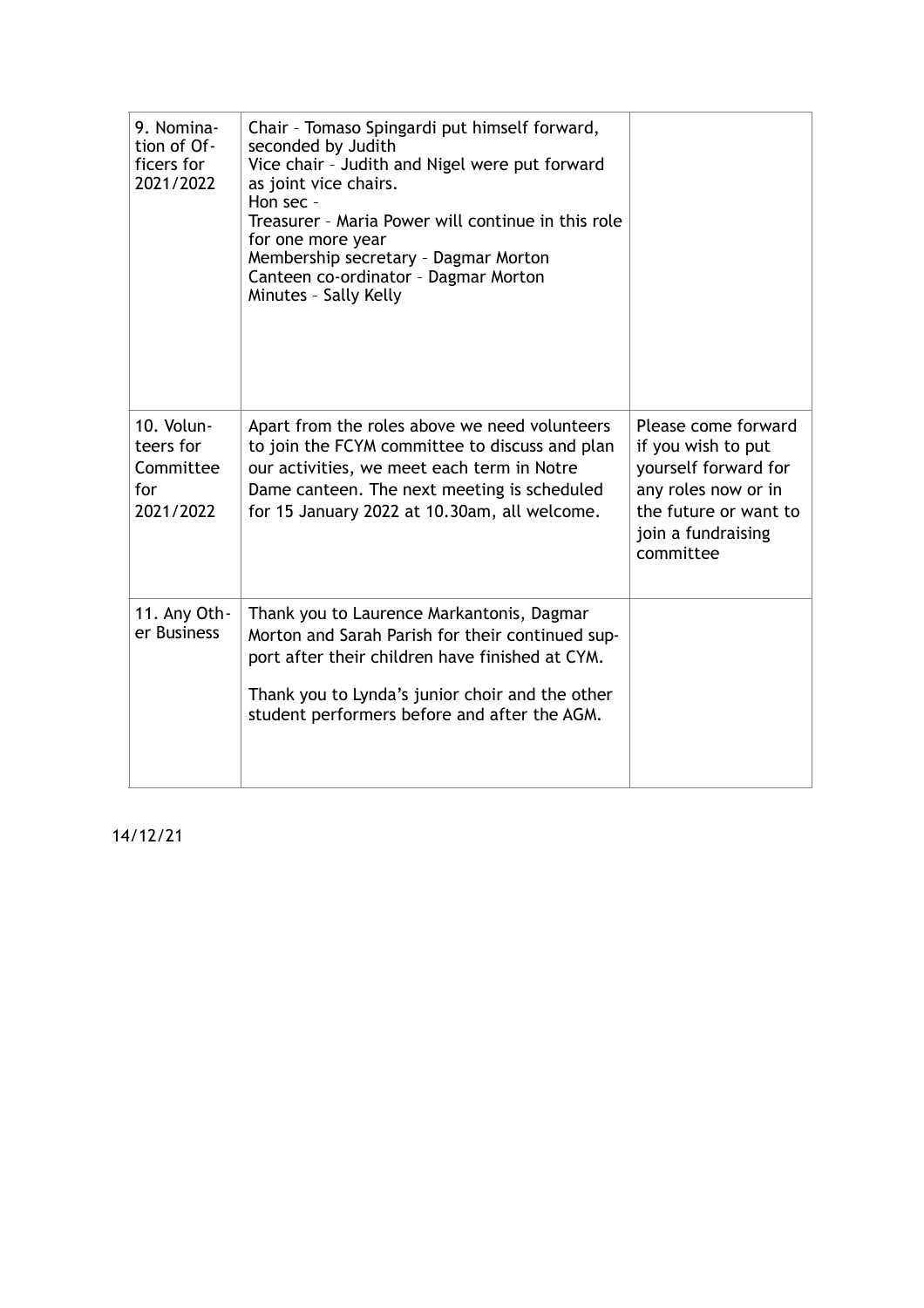| | | |
|---|---|---|
| 9. Nomination of Officers for 2021/2022 | Chair – Tomaso Spingardi put himself forward, seconded by Judith<br>Vice chair – Judith and Nigel were put forward as joint vice chairs.<br>Hon sec –<br>Treasurer – Maria Power will continue in this role for one more year<br>Membership secretary – Dagmar Morton<br>Canteen co-ordinator – Dagmar Morton<br>Minutes – Sally Kelly | |
| 10. Volunteers for Committee for 2021/2022 | Apart from the roles above we need volunteers to join the FCYM committee to discuss and plan our activities, we meet each term in Notre Dame canteen. The next meeting is scheduled for 15 January 2022 at 10.30am, all welcome. | Please come forward if you wish to put yourself forward for any roles now or in the future or want to join a fundraising committee |
| 11. Any Other Business | Thank you to Laurence Markantonis, Dagmar Morton and Sarah Parish for their continued support after their children have finished at CYM.<br><br>Thank you to Lynda's junior choir and the other student performers before and after the AGM. | |

14/12/21